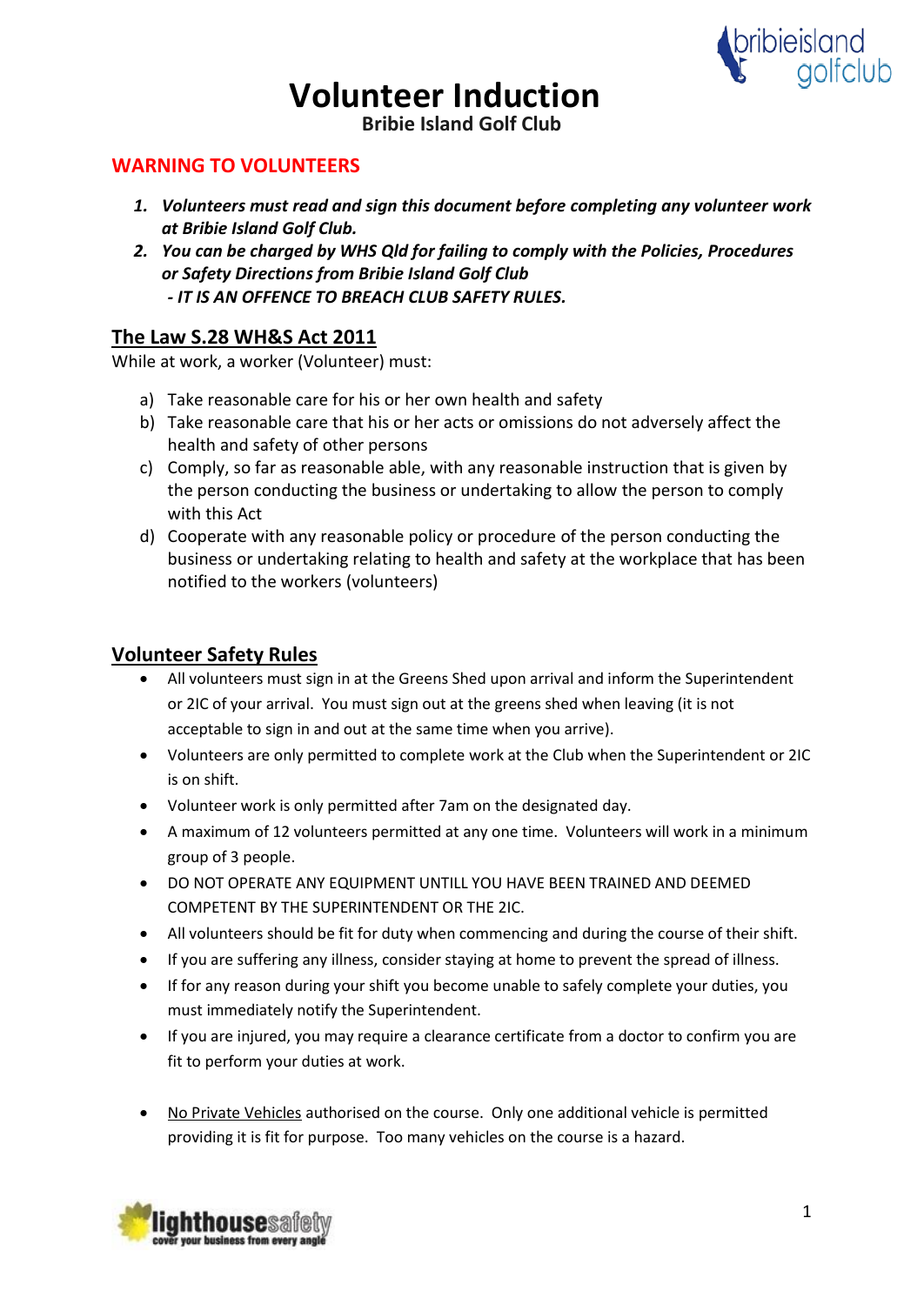# Volunteer Induction

**Bribie Island Golf Club**

## WARNING TO VOLUNTEERS

1. ***Volunteers must read and sign this document before completing any volunteer work at Bribie Island Golf Club.***
2. ***You can be charged by WHS Qld for failing to comply with the Policies, Procedures or Safety Directions from Bribie Island Golf Club***
   ***- IT IS AN OFFENCE TO BREACH CLUB SAFETY RULES.***

## The Law S.28 WH&S Act 2011

While at work, a worker (Volunteer) must:

a) Take reasonable care for his or her own health and safety
b) Take reasonable care that his or her acts or omissions do not adversely affect the health and safety of other persons
c) Comply, so far as reasonable able, with any reasonable instruction that is given by the person conducting the business or undertaking to allow the person to comply with this Act
d) Cooperate with any reasonable policy or procedure of the person conducting the business or undertaking relating to health and safety at the workplace that has been notified to the workers (volunteers)

## Volunteer Safety Rules

- All volunteers must sign in at the Greens Shed upon arrival and inform the Superintendent or 2IC of your arrival. You must sign out at the greens shed when leaving (it is not acceptable to sign in and out at the same time when you arrive).
- Volunteers are only permitted to complete work at the Club when the Superintendent or 2IC is on shift.
- Volunteer work is only permitted after 7am on the designated day.
- A maximum of 12 volunteers permitted at any one time. Volunteers will work in a minimum group of 3 people.
- DO NOT OPERATE ANY EQUIPMENT UNTILL YOU HAVE BEEN TRAINED AND DEEMED COMPETENT BY THE SUPERINTENDENT OR THE 2IC.
- All volunteers should be fit for duty when commencing and during the course of their shift.
- If you are suffering any illness, consider staying at home to prevent the spread of illness.
- If for any reason during your shift you become unable to safely complete your duties, you must immediately notify the Superintendent.
- If you are injured, you may require a clearance certificate from a doctor to confirm you are fit to perform your duties at work.
- No Private Vehicles authorised on the course. Only one additional vehicle is permitted providing it is fit for purpose. Too many vehicles on the course is a hazard.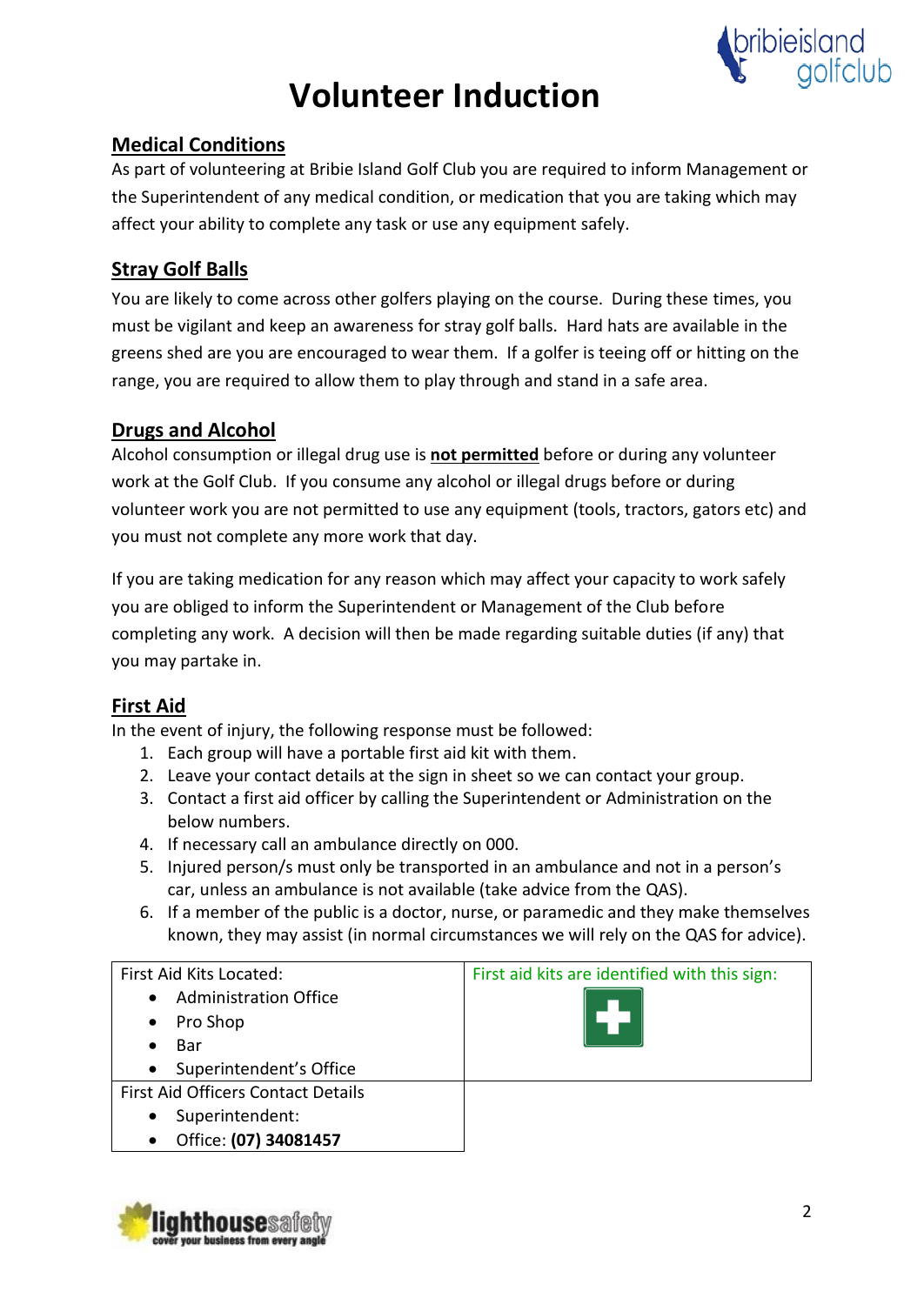# Volunteer Induction

## Medical Conditions

As part of volunteering at Bribie Island Golf Club you are required to inform Management or the Superintendent of any medical condition, or medication that you are taking which may affect your ability to complete any task or use any equipment safely.

## Stray Golf Balls

You are likely to come across other golfers playing on the course. During these times, you must be vigilant and keep an awareness for stray golf balls. Hard hats are available in the greens shed are you are encouraged to wear them. If a golfer is teeing off or hitting on the range, you are required to allow them to play through and stand in a safe area.

## Drugs and Alcohol

Alcohol consumption or illegal drug use is **not permitted** before or during any volunteer work at the Golf Club. If you consume any alcohol or illegal drugs before or during volunteer work you are not permitted to use any equipment (tools, tractors, gators etc) and you must not complete any more work that day.

If you are taking medication for any reason which may affect your capacity to work safely you are obliged to inform the Superintendent or Management of the Club before completing any work. A decision will then be made regarding suitable duties (if any) that you may partake in.

## First Aid

In the event of injury, the following response must be followed:

1. Each group will have a portable first aid kit with them.
2. Leave your contact details at the sign in sheet so we can contact your group.
3. Contact a first aid officer by calling the Superintendent or Administration on the below numbers.
4. If necessary call an ambulance directly on 000.
5. Injured person/s must only be transported in an ambulance and not in a person's car, unless an ambulance is not available (take advice from the QAS).
6. If a member of the public is a doctor, nurse, or paramedic and they make themselves known, they may assist (in normal circumstances we will rely on the QAS for advice).

| First Aid Kits Located: | First aid kits are identified with this sign: |
|---|---|
| • Administration Office<br>• Pro Shop<br>• Bar<br>• Superintendent's Office | |
| First Aid Officers Contact Details<br>• Superintendent:<br>• Office: **(07) 34081457** | |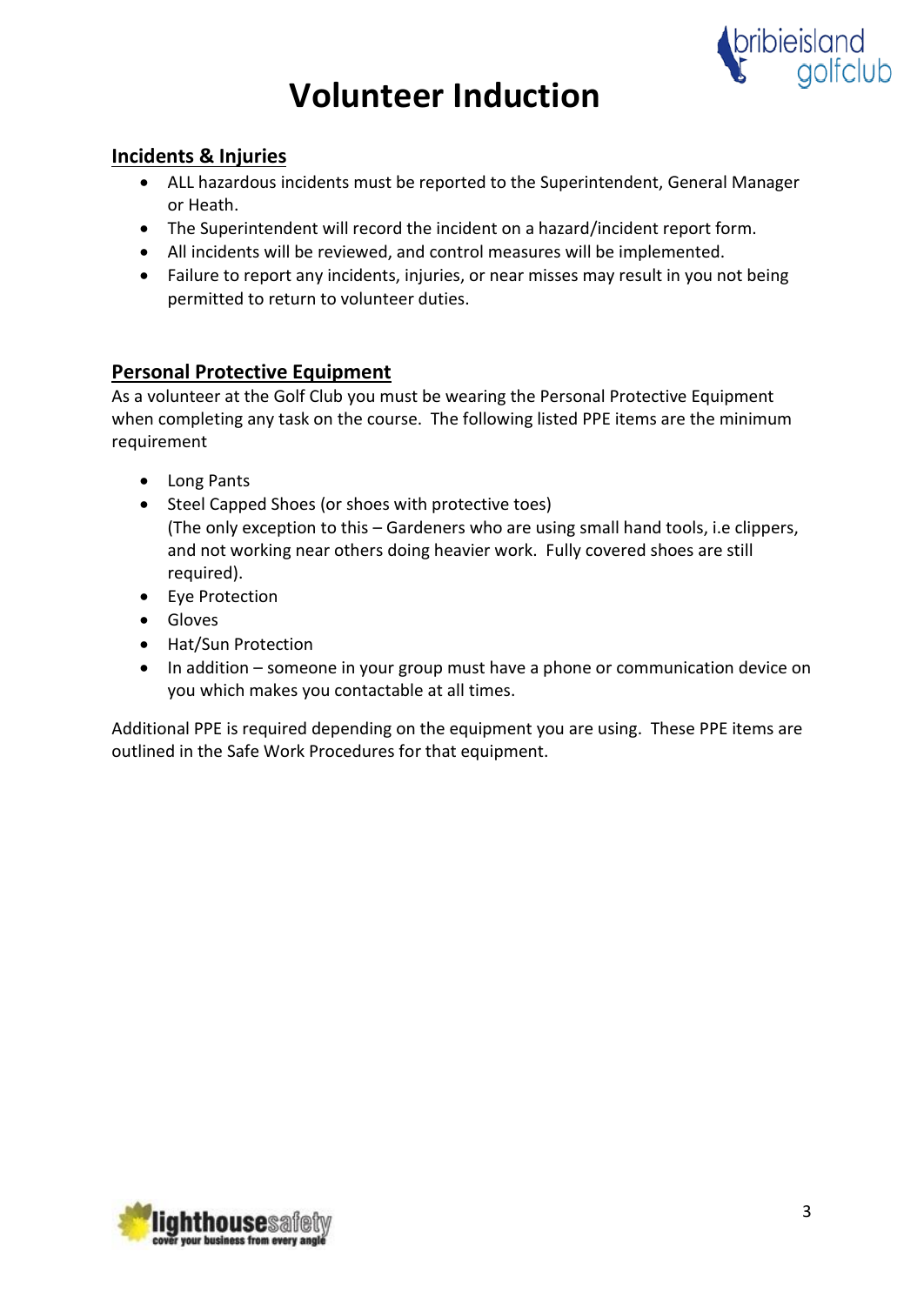# Volunteer Induction

## Incidents & Injuries

- ALL hazardous incidents must be reported to the Superintendent, General Manager or Heath.
- The Superintendent will record the incident on a hazard/incident report form.
- All incidents will be reviewed, and control measures will be implemented.
- Failure to report any incidents, injuries, or near misses may result in you not being permitted to return to volunteer duties.

## Personal Protective Equipment

As a volunteer at the Golf Club you must be wearing the Personal Protective Equipment when completing any task on the course. The following listed PPE items are the minimum requirement

- Long Pants
- Steel Capped Shoes (or shoes with protective toes)
  (The only exception to this – Gardeners who are using small hand tools, i.e clippers, and not working near others doing heavier work. Fully covered shoes are still required).
- Eye Protection
- Gloves
- Hat/Sun Protection
- In addition – someone in your group must have a phone or communication device on you which makes you contactable at all times.

Additional PPE is required depending on the equipment you are using. These PPE items are outlined in the Safe Work Procedures for that equipment.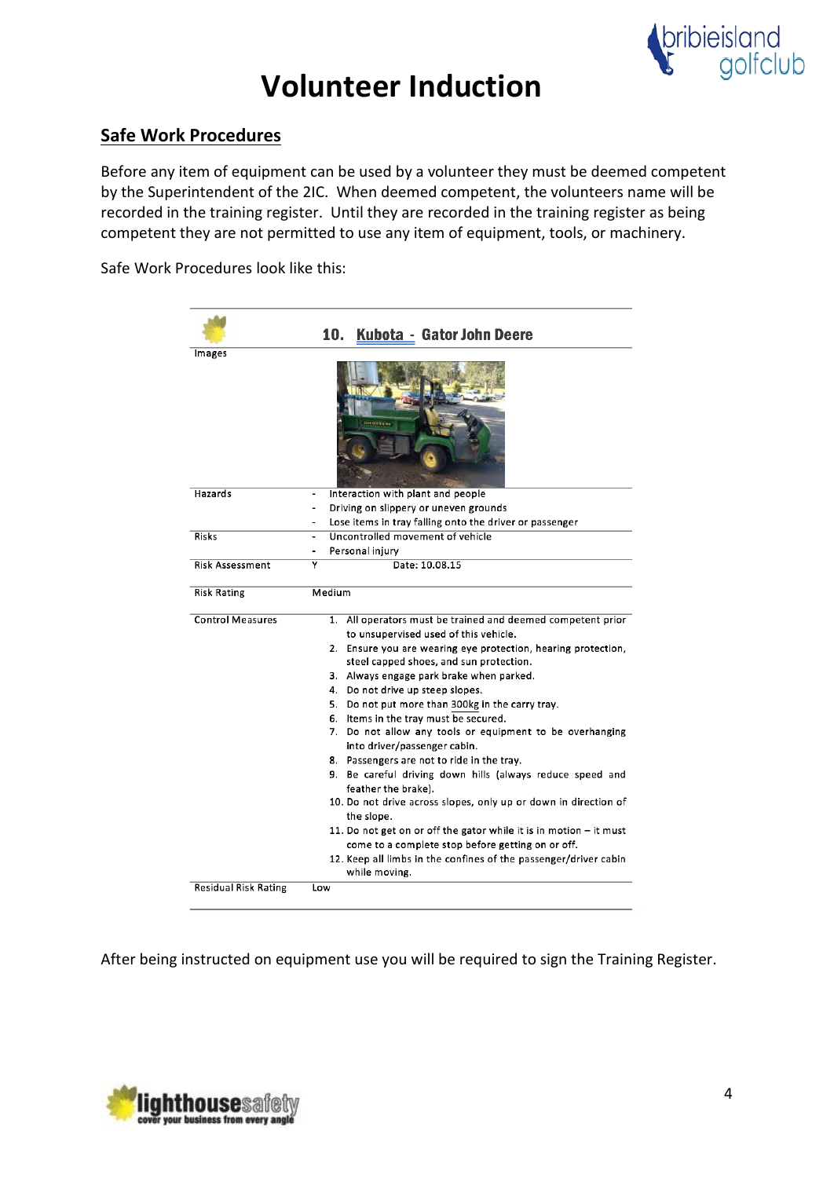# Volunteer Induction

## Safe Work Procedures

Before any item of equipment can be used by a volunteer they must be deemed competent by the Superintendent of the 2IC. When deemed competent, the volunteers name will be recorded in the training register. Until they are recorded in the training register as being competent they are not permitted to use any item of equipment, tools, or machinery.

Safe Work Procedures look like this:

| | 10. Kubota - Gator John Deere |
|---|---|
| Images | |
| Hazards | - Interaction with plant and people<br>- Driving on slippery or uneven grounds<br>- Lose items in tray falling onto the driver or passenger |
| Risks | - Uncontrolled movement of vehicle<br>- Personal injury |
| Risk Assessment | Y Date: 10.08.15 |
| Risk Rating | Medium |
| Control Measures | 1. All operators must be trained and deemed competent prior to unsupervised used of this vehicle.<br>2. Ensure you are wearing eye protection, hearing protection, steel capped shoes, and sun protection.<br>3. Always engage park brake when parked.<br>4. Do not drive up steep slopes.<br>5. Do not put more than 300kg in the carry tray.<br>6. Items in the tray must be secured.<br>7. Do not allow any tools or equipment to be overhanging into driver/passenger cabin.<br>8. Passengers are not to ride in the tray.<br>9. Be careful driving down hills (always reduce speed and feather the brake).<br>10. Do not drive across slopes, only up or down in direction of the slope.<br>11. Do not get on or off the gator while it is in motion – it must come to a complete stop before getting on or off.<br>12. Keep all limbs in the confines of the passenger/driver cabin while moving. |
| Residual Risk Rating | Low |

After being instructed on equipment use you will be required to sign the Training Register.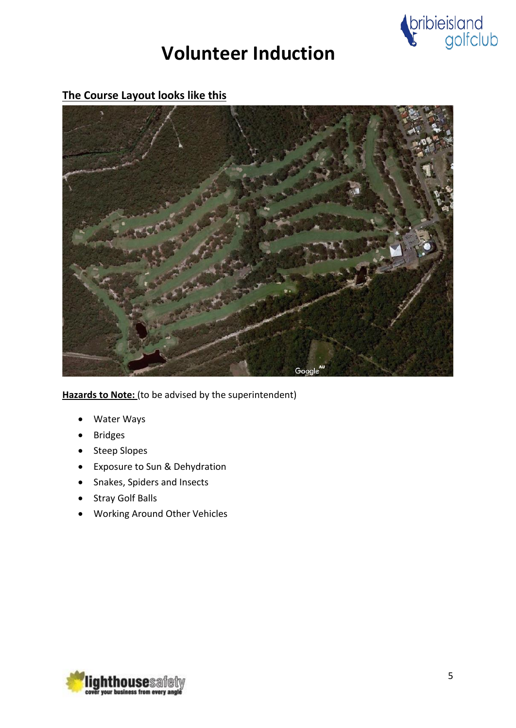# Volunteer Induction

**The Course Layout looks like this**

**Hazards to Note:** (to be advised by the superintendent)

- Water Ways
- Bridges
- Steep Slopes
- Exposure to Sun & Dehydration
- Snakes, Spiders and Insects
- Stray Golf Balls
- Working Around Other Vehicles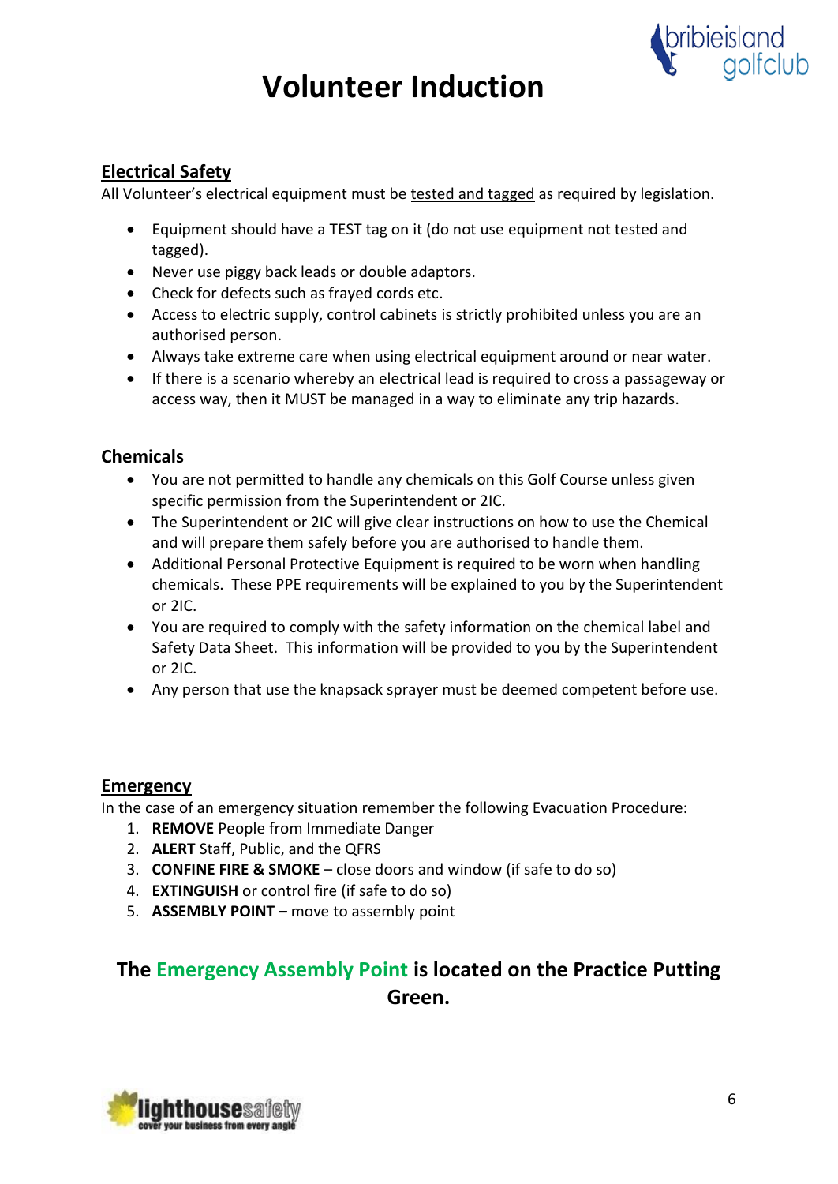# Volunteer Induction

## Electrical Safety

All Volunteer's electrical equipment must be tested and tagged as required by legislation.

- Equipment should have a TEST tag on it (do not use equipment not tested and tagged).
- Never use piggy back leads or double adaptors.
- Check for defects such as frayed cords etc.
- Access to electric supply, control cabinets is strictly prohibited unless you are an authorised person.
- Always take extreme care when using electrical equipment around or near water.
- If there is a scenario whereby an electrical lead is required to cross a passageway or access way, then it MUST be managed in a way to eliminate any trip hazards.

## Chemicals

- You are not permitted to handle any chemicals on this Golf Course unless given specific permission from the Superintendent or 2IC.
- The Superintendent or 2IC will give clear instructions on how to use the Chemical and will prepare them safely before you are authorised to handle them.
- Additional Personal Protective Equipment is required to be worn when handling chemicals. These PPE requirements will be explained to you by the Superintendent or 2IC.
- You are required to comply with the safety information on the chemical label and Safety Data Sheet. This information will be provided to you by the Superintendent or 2IC.
- Any person that use the knapsack sprayer must be deemed competent before use.

## Emergency

In the case of an emergency situation remember the following Evacuation Procedure:

1. **REMOVE** People from Immediate Danger
2. **ALERT** Staff, Public, and the QFRS
3. **CONFINE FIRE & SMOKE** – close doors and window (if safe to do so)
4. **EXTINGUISH** or control fire (if safe to do so)
5. **ASSEMBLY POINT –** move to assembly point

**The Emergency Assembly Point is located on the Practice Putting Green.**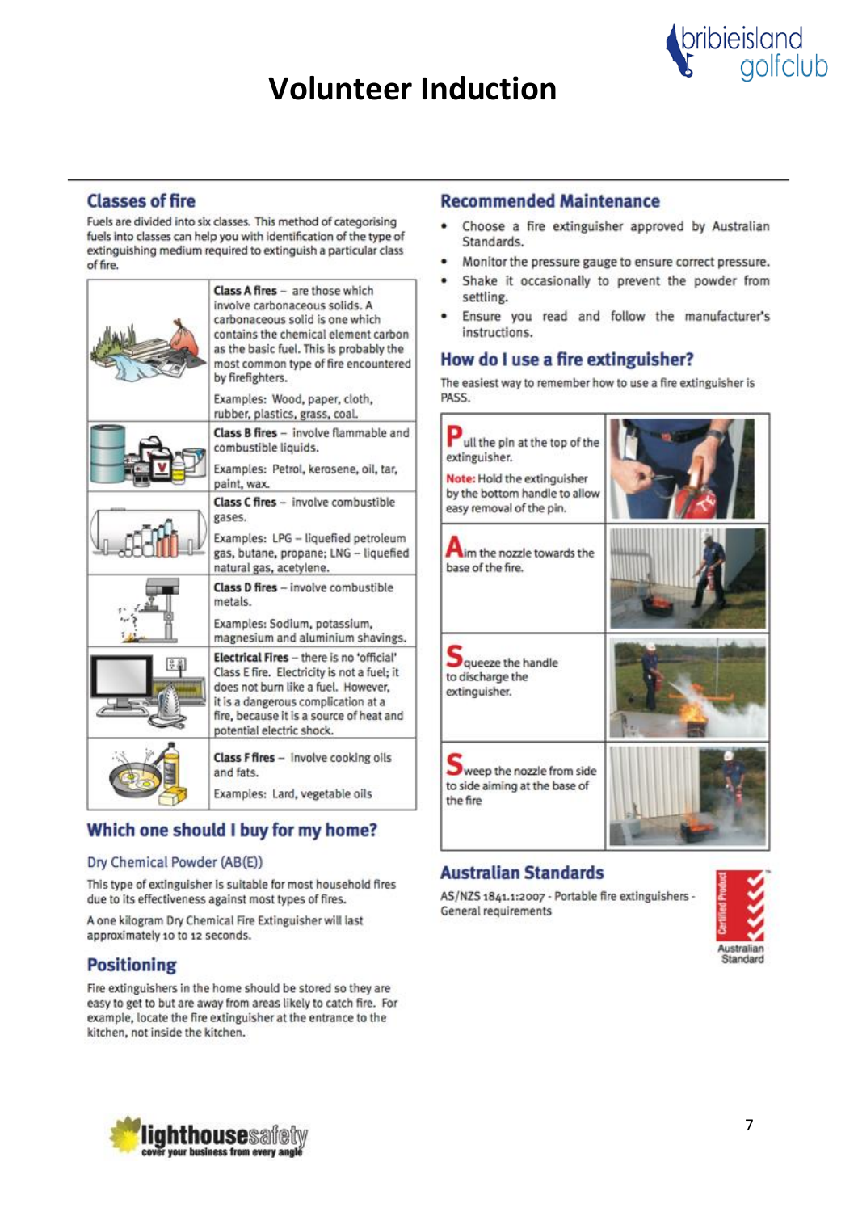# Volunteer Induction

## Classes of fire

Fuels are divided into six classes. This method of categorising fuels into classes can help you with identification of the type of extinguishing medium required to extinguish a particular class of fire.

| | |
|---|---|
| | **Class A fires** – are those which involve carbonaceous solids. A carbonaceous solid is one which contains the chemical element carbon as the basic fuel. This is probably the most common type of fire encountered by firefighters. Examples: Wood, paper, cloth, rubber, plastics, grass, coal. |
| | **Class B fires** – involve flammable and combustible liquids. Examples: Petrol, kerosene, oil, tar, paint, wax. |
| | **Class C fires** – involve combustible gases. Examples: LPG – liquefied petroleum gas, butane, propane; LNG – liquefied natural gas, acetylene. |
| | **Class D fires** – involve combustible metals. Examples: Sodium, potassium, magnesium and aluminium shavings. |
| | **Electrical Fires** – there is no 'official' Class E fire. Electricity is not a fuel; it does not burn like a fuel. However, it is a dangerous complication at a fire, because it is a source of heat and potential electric shock. |
| | **Class F fires** – involve cooking oils and fats. Examples: Lard, vegetable oils |

## Which one should I buy for my home?

### Dry Chemical Powder (AB(E))

This type of extinguisher is suitable for most household fires due to its effectiveness against most types of fires.

A one kilogram Dry Chemical Fire Extinguisher will last approximately 10 to 12 seconds.

## Positioning

Fire extinguishers in the home should be stored so they are easy to get to but are away from areas likely to catch fire. For example, locate the fire extinguisher at the entrance to the kitchen, not inside the kitchen.

## Recommended Maintenance

- Choose a fire extinguisher approved by Australian Standards.
- Monitor the pressure gauge to ensure correct pressure.
- Shake it occasionally to prevent the powder from settling.
- Ensure you read and follow the manufacturer's instructions.

## How do I use a fire extinguisher?

The easiest way to remember how to use a fire extinguisher is PASS.

- **P**ull the pin at the top of the extinguisher.
  Note: Hold the extinguisher by the bottom handle to allow easy removal of the pin.
- **A**im the nozzle towards the base of the fire.
- **S**queeze the handle to discharge the extinguisher.
- **S**weep the nozzle from side to side aiming at the base of the fire

## Australian Standards

AS/NZS 1841.1:2007 - Portable fire extinguishers - General requirements

Certified Product – Australian Standard

lighthousesafety – cover your business from every angle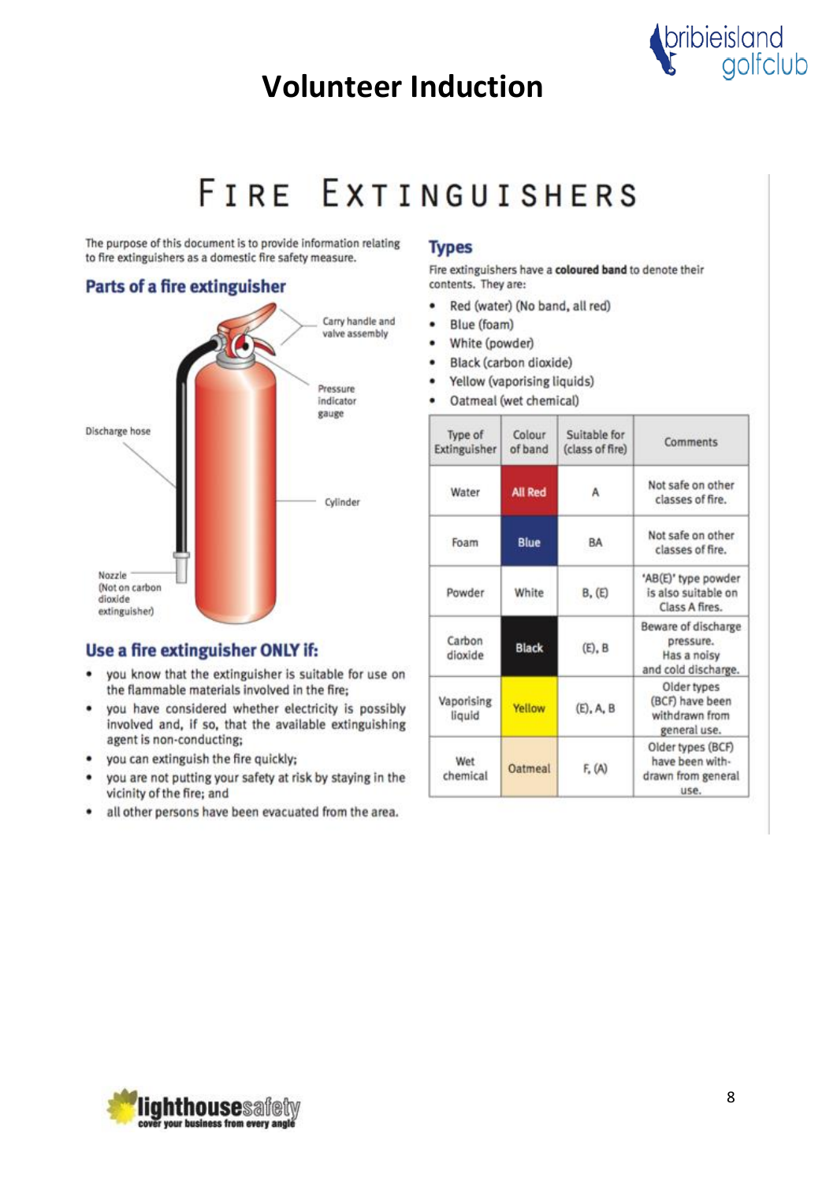# Volunteer Induction

# FIRE EXTINGUISHERS

The purpose of this document is to provide information relating to fire extinguishers as a domestic fire safety measure.

## Parts of a fire extinguisher

Carry handle and valve assembly

Pressure indicator gauge

Discharge hose

Cylinder

Nozzle (Not on carbon dioxide extinguisher)

## Use a fire extinguisher ONLY if:

- you know that the extinguisher is suitable for use on the flammable materials involved in the fire;
- you have considered whether electricity is possibly involved and, if so, that the available extinguishing agent is non-conducting;
- you can extinguish the fire quickly;
- you are not putting your safety at risk by staying in the vicinity of the fire; and
- all other persons have been evacuated from the area.

## Types

Fire extinguishers have a **coloured band** to denote their contents. They are:

- Red (water) (No band, all red)
- Blue (foam)
- White (powder)
- Black (carbon dioxide)
- Yellow (vaporising liquids)
- Oatmeal (wet chemical)

| Type of Extinguisher | Colour of band | Suitable for (class of fire) | Comments |
|---|---|---|---|
| Water | All Red | A | Not safe on other classes of fire. |
| Foam | Blue | BA | Not safe on other classes of fire. |
| Powder | White | B, (E) | 'AB(E)' type powder is also suitable on Class A fires. |
| Carbon dioxide | Black | (E), B | Beware of discharge pressure. Has a noisy and cold discharge. |
| Vaporising liquid | Yellow | (E), A, B | Older types (BCF) have been withdrawn from general use. |
| Wet chemical | Oatmeal | F, (A) | Older types (BCF) have been withdrawn from general use. |

lighthousesafety
cover your business from every angle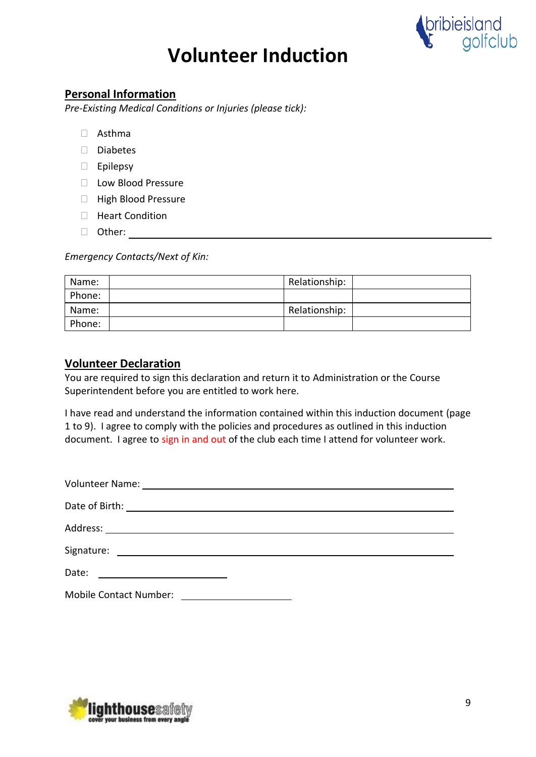# Volunteer Induction

## Personal Information

*Pre-Existing Medical Conditions or Injuries (please tick):*

- ☐ Asthma
- ☐ Diabetes
- ☐ Epilepsy
- ☐ Low Blood Pressure
- ☐ High Blood Pressure
- ☐ Heart Condition
- ☐ Other: ______________________________

*Emergency Contacts/Next of Kin:*

| | | | |
|---|---|---|---|
| Name: | | Relationship: | |
| Phone: | | | |
| Name: | | Relationship: | |
| Phone: | | | |

## Volunteer Declaration

You are required to sign this declaration and return it to Administration or the Course Superintendent before you are entitled to work here.

I have read and understand the information contained within this induction document (page 1 to 9). I agree to comply with the policies and procedures as outlined in this induction document. I agree to sign in and out of the club each time I attend for volunteer work.

Volunteer Name: ______________________________

Date of Birth: ______________________________

Address: ______________________________

Signature: ______________________________

Date: ______________

Mobile Contact Number: ______________